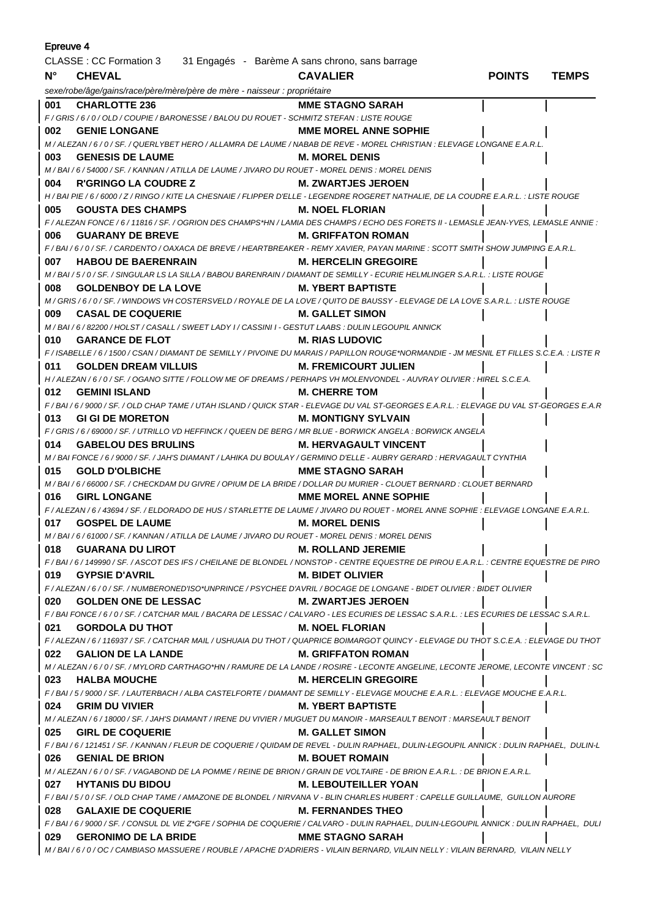Epreuve 4

CLASSE : CC Formation 3 31 Engagés - Barème A sans chrono, sans barrage

| N° | CHEVAL | CAVALIER | POINTS | TEMPS |
|---|---|---|---|---|
| | *sexe/robe/âge/gains/race/père/mère/père de mère - naisseur : propriétaire* | | | |
| 001 | **CHARLOTTE 236** | **MME STAGNO SARAH** | | |
| | *F / GRIS / 6 / 0 / OLD / COUPIE / BARONESSE / BALOU DU ROUET - SCHMITZ STEFAN : LISTE ROUGE* | | | |
| 002 | **GENIE LONGANE** | **MME MOREL ANNE SOPHIE** | | |
| | *M / ALEZAN / 6 / 0 / SF. / QUERLYBET HERO / ALLAMRA DE LAUME / NABAB DE REVE - MOREL CHRISTIAN : ELEVAGE LONGANE E.A.R.L.* | | | |
| 003 | **GENESIS DE LAUME** | **M. MOREL DENIS** | | |
| | *M / BAI / 6 / 54000 / SF. / KANNAN / ATILLA DE LAUME / JIVARO DU ROUET - MOREL DENIS : MOREL DENIS* | | | |
| 004 | **R'GRINGO LA COUDRE Z** | **M. ZWARTJES JEROEN** | | |
| | *H / BAI PIE / 6 / 6000 / Z / RINGO / KITE LA CHESNAIE / FLIPPER D'ELLE - LEGENDRE ROGERET NATHALIE, DE LA COUDRE E.A.R.L. : LISTE ROUGE* | | | |
| 005 | **GOUSTA DES CHAMPS** | **M. NOEL FLORIAN** | | |
| | *F / ALEZAN FONCE / 6 / 11816 / SF. / OGRION DES CHAMPS\*HN / LAMIA DES CHAMPS / ECHO DES FORETS II - LEMASLE JEAN-YVES, LEMASLE ANNIE :* | | | |
| 006 | **GUARANY DE BREVE** | **M. GRIFFATON ROMAN** | | |
| | *F / BAI / 6 / 0 / SF. / CARDENTO / OAXACA DE BREVE / HEARTBREAKER - REMY XAVIER, PAYAN MARINE : SCOTT SMITH SHOW JUMPING E.A.R.L.* | | | |
| 007 | **HABOU DE BAERENRAIN** | **M. HERCELIN GREGOIRE** | | |
| | *M / BAI / 5 / 0 / SF. / SINGULAR LS LA SILLA / BABOU BARENRAIN / DIAMANT DE SEMILLY - ECURIE HELMLINGER S.A.R.L. : LISTE ROUGE* | | | |
| 008 | **GOLDENBOY DE LA LOVE** | **M. YBERT BAPTISTE** | | |
| | *M / GRIS / 6 / 0 / SF. / WINDOWS VH COSTERSVELD / ROYALE DE LA LOVE / QUITO DE BAUSSY - ELEVAGE DE LA LOVE S.A.R.L. : LISTE ROUGE* | | | |
| 009 | **CASAL DE COQUERIE** | **M. GALLET SIMON** | | |
| | *M / BAI / 6 / 82200 / HOLST / CASALL / SWEET LADY I / CASSINI I - GESTUT LAABS : DULIN LEGOUPIL ANNICK* | | | |
| 010 | **GARANCE DE FLOT** | **M. RIAS LUDOVIC** | | |
| | *F / ISABELLE / 6 / 1500 / CSAN / DIAMANT DE SEMILLY / PIVOINE DU MARAIS / PAPILLON ROUGE\*NORMANDIE - JM MESNIL ET FILLES S.C.E.A. : LISTE R* | | | |
| 011 | **GOLDEN DREAM VILLUIS** | **M. FREMICOURT JULIEN** | | |
| | *H / ALEZAN / 6 / 0 / SF. / OGANO SITTE / FOLLOW ME OF DREAMS / PERHAPS VH MOLENVONDEL - AUVRAY OLIVIER : HIREL S.C.E.A.* | | | |
| 012 | **GEMINI ISLAND** | **M. CHERRE TOM** | | |
| | *F / BAI / 6 / 9000 / SF. / OLD CHAP TAME / UTAH ISLAND / QUICK STAR - ELEVAGE DU VAL ST-GEORGES E.A.R.L. : ELEVAGE DU VAL ST-GEORGES E.A.R* | | | |
| 013 | **GI GI DE MORETON** | **M. MONTIGNY SYLVAIN** | | |
| | *F / GRIS / 6 / 69000 / SF. / UTRILLO VD HEFFINCK / QUEEN DE BERG / MR BLUE - BORWICK ANGELA : BORWICK ANGELA* | | | |
| 014 | **GABELOU DES BRULINS** | **M. HERVAGAULT VINCENT** | | |
| | *M / BAI FONCE / 6 / 9000 / SF. / JAH'S DIAMANT / LAHIKA DU BOULAY / GERMINO D'ELLE - AUBRY GERARD : HERVAGAULT CYNTHIA* | | | |
| 015 | **GOLD D'OLBICHE** | **MME STAGNO SARAH** | | |
| | *M / BAI / 6 / 66000 / SF. / CHECKDAM DU GIVRE / OPIUM DE LA BRIDE / DOLLAR DU MURIER - CLOUET BERNARD : CLOUET BERNARD* | | | |
| 016 | **GIRL LONGANE** | **MME MOREL ANNE SOPHIE** | | |
| | *F / ALEZAN / 6 / 43694 / SF. / ELDORADO DE HUS / STARLETTE DE LAUME / JIVARO DU ROUET - MOREL ANNE SOPHIE : ELEVAGE LONGANE E.A.R.L.* | | | |
| 017 | **GOSPEL DE LAUME** | **M. MOREL DENIS** | | |
| | *M / BAI / 6 / 61000 / SF. / KANNAN / ATILLA DE LAUME / JIVARO DU ROUET - MOREL DENIS : MOREL DENIS* | | | |
| 018 | **GUARANA DU LIROT** | **M. ROLLAND JEREMIE** | | |
| | *F / BAI / 6 / 149990 / SF. / ASCOT DES IFS / CHEILANE DE BLONDEL / NONSTOP - CENTRE EQUESTRE DE PIROU E.A.R.L. : CENTRE EQUESTRE DE PIRO* | | | |
| 019 | **GYPSIE D'AVRIL** | **M. BIDET OLIVIER** | | |
| | *F / ALEZAN / 6 / 0 / SF. / NUMBERONED'ISO\*UNPRINCE / PSYCHEE D'AVRIL / BOCAGE DE LONGANE - BIDET OLIVIER : BIDET OLIVIER* | | | |
| 020 | **GOLDEN ONE DE LESSAC** | **M. ZWARTJES JEROEN** | | |
| | *F / BAI FONCE / 6 / 0 / SF. / CATCHAR MAIL / BACARA DE LESSAC / CALVARO - LES ECURIES DE LESSAC S.A.R.L. : LES ECURIES DE LESSAC S.A.R.L.* | | | |
| 021 | **GORDOLA DU THOT** | **M. NOEL FLORIAN** | | |
| | *F / ALEZAN / 6 / 116937 / SF. / CATCHAR MAIL / USHUAIA DU THOT / QUAPRICE BOIMARGOT QUINCY - ELEVAGE DU THOT S.C.E.A. : ELEVAGE DU THOT* | | | |
| 022 | **GALION DE LA LANDE** | **M. GRIFFATON ROMAN** | | |
| | *M / ALEZAN / 6 / 0 / SF. / MYLORD CARTHAGO\*HN / RAMURE DE LA LANDE / ROSIRE - LECONTE ANGELINE, LECONTE JEROME, LECONTE VINCENT : SC* | | | |
| 023 | **HALBA MOUCHE** | **M. HERCELIN GREGOIRE** | | |
| | *F / BAI / 5 / 9000 / SF. / LAUTERBACH / ALBA CASTELFORTE / DIAMANT DE SEMILLY - ELEVAGE MOUCHE E.A.R.L. : ELEVAGE MOUCHE E.A.R.L.* | | | |
| 024 | **GRIM DU VIVIER** | **M. YBERT BAPTISTE** | | |
| | *M / ALEZAN / 6 / 18000 / SF. / JAH'S DIAMANT / IRENE DU VIVIER / MUGUET DU MANOIR - MARSEAULT BENOIT : MARSEAULT BENOIT* | | | |
| 025 | **GIRL DE COQUERIE** | **M. GALLET SIMON** | | |
| | *F / BAI / 6 / 121451 / SF. / KANNAN / FLEUR DE COQUERIE / QUIDAM DE REVEL - DULIN RAPHAEL, DULIN-LEGOUPIL ANNICK : DULIN RAPHAEL, DULIN-L* | | | |
| 026 | **GENIAL DE BRION** | **M. BOUET ROMAIN** | | |
| | *M / ALEZAN / 6 / 0 / SF. / VAGABOND DE LA POMME / REINE DE BRION / GRAIN DE VOLTAIRE - DE BRION E.A.R.L. : DE BRION E.A.R.L.* | | | |
| 027 | **HYTANIS DU BIDOU** | **M. LEBOUTEILLER YOAN** | | |
| | *F / BAI / 5 / 0 / SF. / OLD CHAP TAME / AMAZONE DE BLONDEL / NIRVANA V - BLIN CHARLES HUBERT : CAPELLE GUILLAUME, GUILLON AURORE* | | | |
| 028 | **GALAXIE DE COQUERIE** | **M. FERNANDES THEO** | | |
| | *F / BAI / 6 / 9000 / SF. / CONSUL DL VIE Z\*GFE / SOPHIA DE COQUERIE / CALVARO - DULIN RAPHAEL, DULIN-LEGOUPIL ANNICK : DULIN RAPHAEL, DULI* | | | |
| 029 | **GERONIMO DE LA BRIDE** | **MME STAGNO SARAH** | | |
| | *M / BAI / 6 / 0 / OC / CAMBIASO MASSUERE / ROUBLE / APACHE D'ADRIERS - VILAIN BERNARD, VILAIN NELLY : VILAIN BERNARD, VILAIN NELLY* | | | |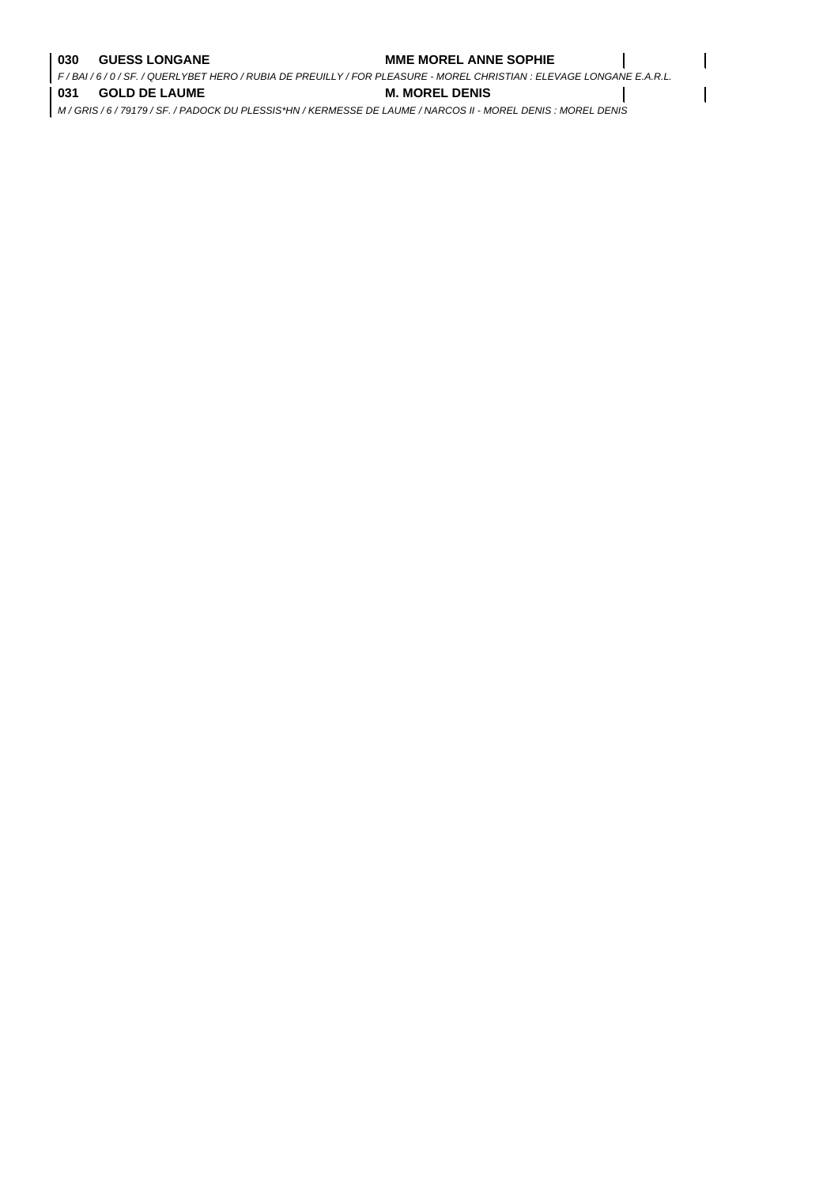**030 GUESS LONGANE** **MME MOREL ANNE SOPHIE**

*F / BAI / 6 / 0 / SF. / QUERLYBET HERO / RUBIA DE PREUILLY / FOR PLEASURE - MOREL CHRISTIAN : ELEVAGE LONGANE E.A.R.L.*

**031 GOLD DE LAUME** **M. MOREL DENIS**

*M / GRIS / 6 / 79179 / SF. / PADOCK DU PLESSIS*HN / KERMESSE DE LAUME / NARCOS II - MOREL DENIS : MOREL DENIS*